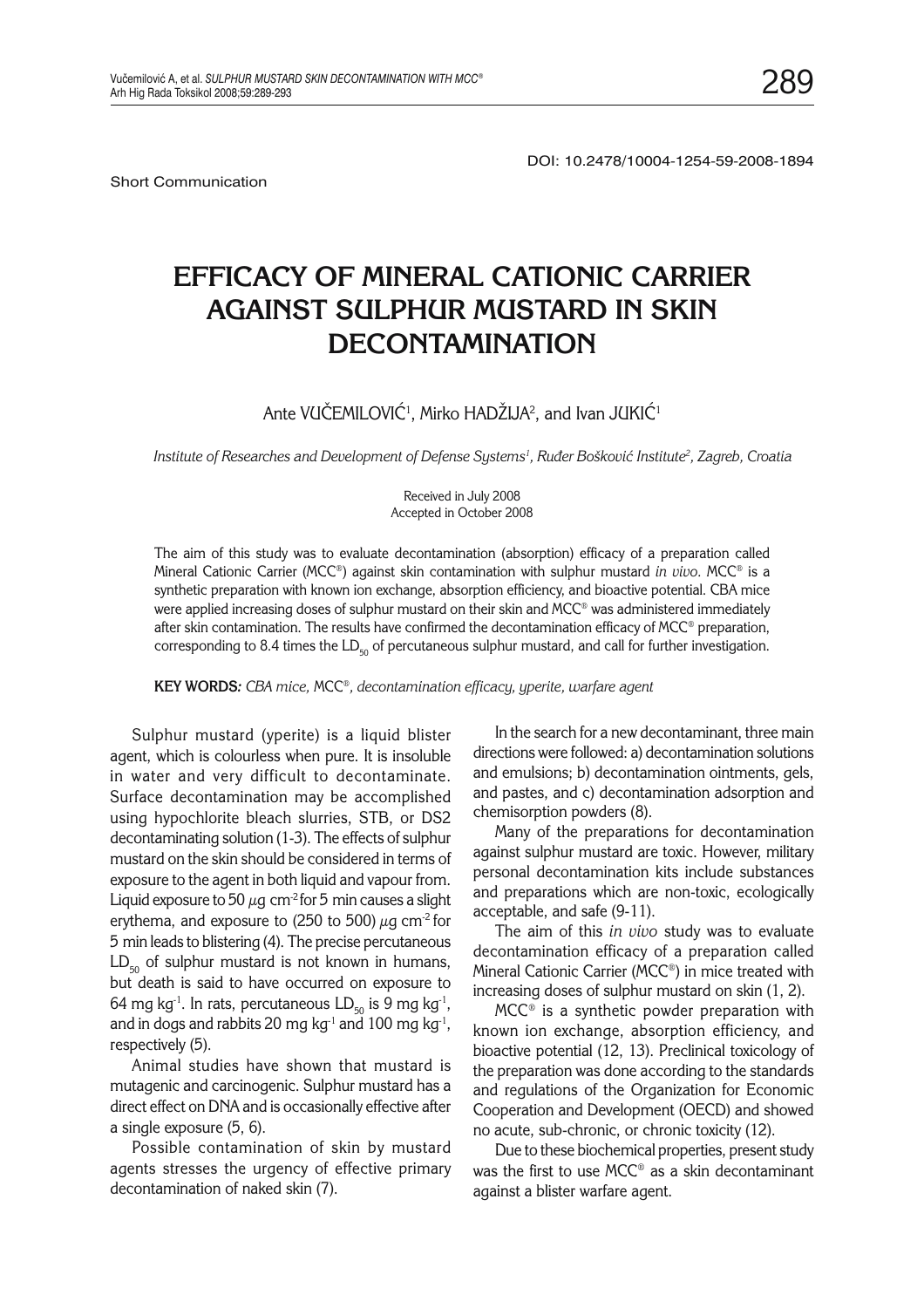DOI: 10.2478/10004-1254-59-2008-1894

Short Communication

# EFFICACY OF MINERAL CATIONIC CARRIER AGAINST SULPHUR MUSTARD IN SKIN DECONTAMINATION

Ante VUČEMILOVIĆ[1], Mirko HADŽIJA[2], and Ivan JUKIĆ[1]

*Institute of Researches and Development of Defense Systems[1], Ruđer Bošković Institute[2], Zagreb, Croatia*

Received in July 2008
Accepted in October 2008

The aim of this study was to evaluate decontamination (absorption) efficacy of a preparation called Mineral Cationic Carrier (MCC®) against skin contamination with sulphur mustard *in vivo*. MCC® is a synthetic preparation with known ion exchange, absorption efficiency, and bioactive potential. CBA mice were applied increasing doses of sulphur mustard on their skin and MCC® was administered immediately after skin contamination. The results have confirmed the decontamination efficacy of MCC® preparation, corresponding to 8.4 times the $LD_{50}$ of percutaneous sulphur mustard, and call for further investigation.

**KEY WORDS:** *CBA mice,* MCC®*, decontamination efficacy, yperite, warfare agent*

Sulphur mustard (yperite) is a liquid blister agent, which is colourless when pure. It is insoluble in water and very difficult to decontaminate. Surface decontamination may be accomplished using hypochlorite bleach slurries, STB, or DS2 decontaminating solution (1-3). The effects of sulphur mustard on the skin should be considered in terms of exposure to the agent in both liquid and vapour from. Liquid exposure to 50 $\mu g\ cm^{-2}$ for 5 min causes a slight erythema, and exposure to (250 to 500) $\mu g\ cm^{-2}$ for 5 min leads to blistering (4). The precise percutaneous $LD_{50}$ of sulphur mustard is not known in humans, but death is said to have occurred on exposure to 64 $mg\ kg^{-1}$. In rats, percutaneous $LD_{50}$ is 9 $mg\ kg^{-1}$, and in dogs and rabbits 20 $mg\ kg^{-1}$ and 100 $mg\ kg^{-1}$, respectively (5).

Animal studies have shown that mustard is mutagenic and carcinogenic. Sulphur mustard has a direct effect on DNA and is occasionally effective after a single exposure (5, 6).

Possible contamination of skin by mustard agents stresses the urgency of effective primary decontamination of naked skin (7).

In the search for a new decontaminant, three main directions were followed: a) decontamination solutions and emulsions; b) decontamination ointments, gels, and pastes, and c) decontamination adsorption and chemisorption powders (8).

Many of the preparations for decontamination against sulphur mustard are toxic. However, military personal decontamination kits include substances and preparations which are non-toxic, ecologically acceptable, and safe (9-11).

The aim of this *in vivo* study was to evaluate decontamination efficacy of a preparation called Mineral Cationic Carrier (MCC®) in mice treated with increasing doses of sulphur mustard on skin (1, 2).

MCC® is a synthetic powder preparation with known ion exchange, absorption efficiency, and bioactive potential (12, 13). Preclinical toxicology of the preparation was done according to the standards and regulations of the Organization for Economic Cooperation and Development (OECD) and showed no acute, sub-chronic, or chronic toxicity (12).

Due to these biochemical properties, present study was the first to use MCC® as a skin decontaminant against a blister warfare agent.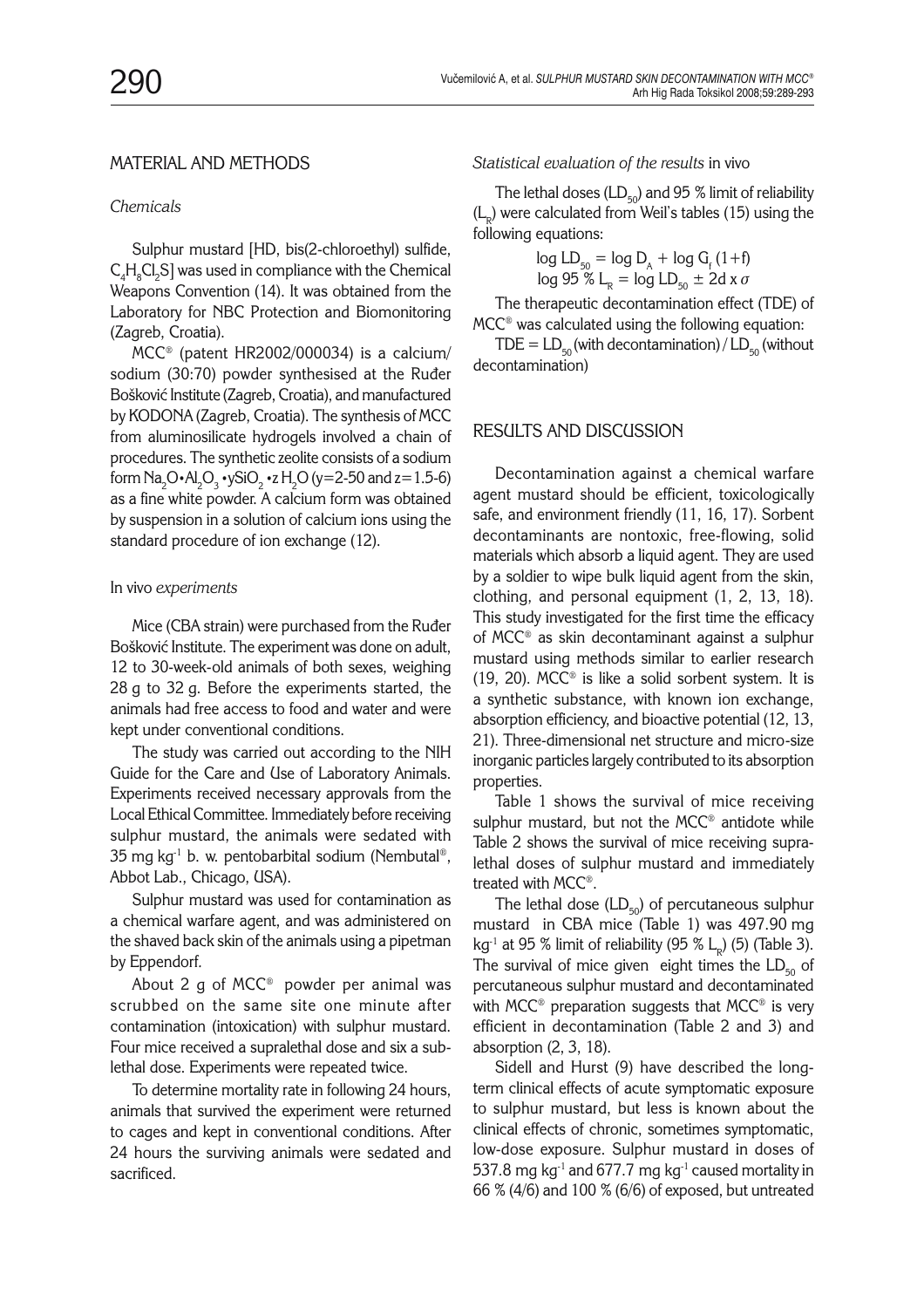## MATERIAL AND METHODS

### *Chemicals*

Sulphur mustard [HD, bis(2-chloroethyl) sulfide, $C_4H_8Cl_2S$] was used in compliance with the Chemical Weapons Convention (14). It was obtained from the Laboratory for NBC Protection and Biomonitoring (Zagreb, Croatia).

MCC® (patent HR2002/000034) is a calcium/sodium (30:70) powder synthesised at the Ruđer Bošković Institute (Zagreb, Croatia), and manufactured by KODONA (Zagreb, Croatia). The synthesis of MCC from aluminosilicate hydrogels involved a chain of procedures. The synthetic zeolite consists of a sodium form $Na_2O \cdot Al_2O_3 \cdot ySiO_2 \cdot z H_2O$ (y=2-50 and z=1.5-6) as a fine white powder. A calcium form was obtained by suspension in a solution of calcium ions using the standard procedure of ion exchange (12).

### In vivo *experiments*

Mice (CBA strain) were purchased from the Ruđer Bošković Institute. The experiment was done on adult, 12 to 30-week-old animals of both sexes, weighing 28 g to 32 g. Before the experiments started, the animals had free access to food and water and were kept under conventional conditions.

The study was carried out according to the NIH Guide for the Care and Use of Laboratory Animals. Experiments received necessary approvals from the Local Ethical Committee. Immediately before receiving sulphur mustard, the animals were sedated with 35 mg $kg^{-1}$ b. w. pentobarbital sodium (Nembutal®, Abbot Lab., Chicago, USA).

Sulphur mustard was used for contamination as a chemical warfare agent, and was administered on the shaved back skin of the animals using a pipetman by Eppendorf.

About 2 g of MCC® powder per animal was scrubbed on the same site one minute after contamination (intoxication) with sulphur mustard. Four mice received a supralethal dose and six a sublethal dose. Experiments were repeated twice.

To determine mortality rate in following 24 hours, animals that survived the experiment were returned to cages and kept in conventional conditions. After 24 hours the surviving animals were sedated and sacrificed.

### *Statistical evaluation of the results* in vivo

The lethal doses ($LD_{50}$) and 95 % limit of reliability ($L_R$) were calculated from Weil's tables (15) using the following equations:

$$\log LD_{50} = \log D_A + \log G_f (1+f)$$
$$\log 95\ \%\ L_R = \log LD_{50} \pm 2d \times \sigma$$

The therapeutic decontamination effect (TDE) of MCC® was calculated using the following equation:

$$TDE = LD_{50}\,(\text{with decontamination}) / LD_{50}\,(\text{without decontamination})$$

## RESULTS AND DISCUSSION

Decontamination against a chemical warfare agent mustard should be efficient, toxicologically safe, and environment friendly (11, 16, 17). Sorbent decontaminants are nontoxic, free-flowing, solid materials which absorb a liquid agent. They are used by a soldier to wipe bulk liquid agent from the skin, clothing, and personal equipment (1, 2, 13, 18). This study investigated for the first time the efficacy of MCC® as skin decontaminant against a sulphur mustard using methods similar to earlier research (19, 20). MCC® is like a solid sorbent system. It is a synthetic substance, with known ion exchange, absorption efficiency, and bioactive potential (12, 13, 21). Three-dimensional net structure and micro-size inorganic particles largely contributed to its absorption properties.

Table 1 shows the survival of mice receiving sulphur mustard, but not the MCC® antidote while Table 2 shows the survival of mice receiving supralethal doses of sulphur mustard and immediately treated with MCC®.

The lethal dose ($LD_{50}$) of percutaneous sulphur mustard in CBA mice (Table 1) was 497.90 mg $kg^{-1}$ at 95 % limit of reliability (95 % $L_R$) (5) (Table 3). The survival of mice given eight times the $LD_{50}$ of percutaneous sulphur mustard and decontaminated with MCC® preparation suggests that MCC® is very efficient in decontamination (Table 2 and 3) and absorption (2, 3, 18).

Sidell and Hurst (9) have described the long-term clinical effects of acute symptomatic exposure to sulphur mustard, but less is known about the clinical effects of chronic, sometimes symptomatic, low-dose exposure. Sulphur mustard in doses of 537.8 mg $kg^{-1}$ and 677.7 mg $kg^{-1}$ caused mortality in 66 % (4/6) and 100 % (6/6) of exposed, but untreated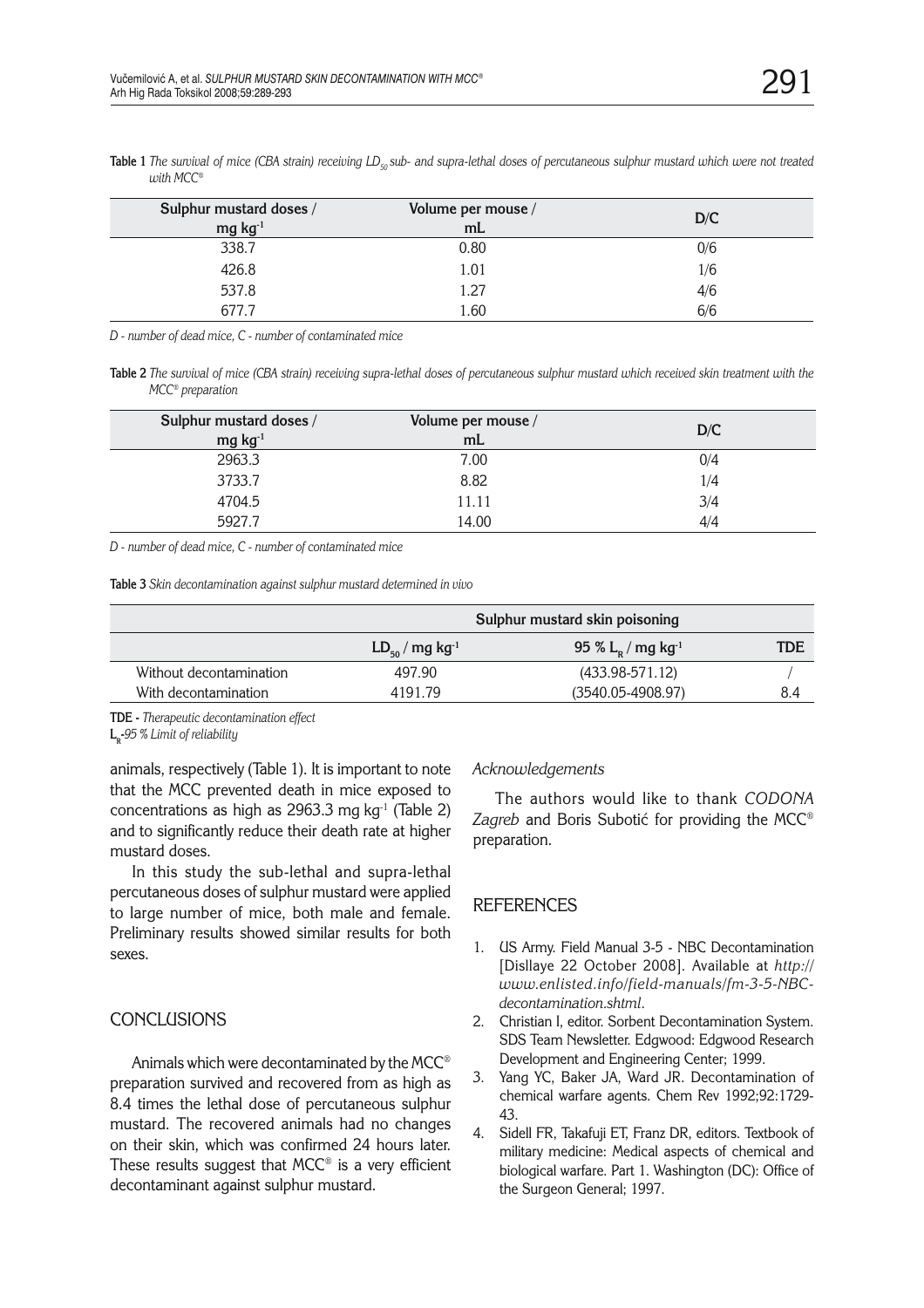**Table 1** *The survival of mice (CBA strain) receiving $LD_{50}$ sub- and supra-lethal doses of percutaneous sulphur mustard which were not treated with MCC®*

| Sulphur mustard doses / mg kg$^{-1}$ | Volume per mouse / mL | D/C |
|---|---|---|
| 338.7 | 0.80 | 0/6 |
| 426.8 | 1.01 | 1/6 |
| 537.8 | 1.27 | 4/6 |
| 677.7 | 1.60 | 6/6 |

*D - number of dead mice, C - number of contaminated mice*

**Table 2** *The survival of mice (CBA strain) receiving supra-lethal doses of percutaneous sulphur mustard which received skin treatment with the MCC® preparation*

| Sulphur mustard doses / mg kg$^{-1}$ | Volume per mouse / mL | D/C |
|---|---|---|
| 2963.3 | 7.00 | 0/4 |
| 3733.7 | 8.82 | 1/4 |
| 4704.5 | 11.11 | 3/4 |
| 5927.7 | 14.00 | 4/4 |

*D - number of dead mice, C - number of contaminated mice*

**Table 3** *Skin decontamination against sulphur mustard determined in vivo*

| | Sulphur mustard skin poisoning | | |
|---|---|---|---|
| | $LD_{50}$ / mg kg$^{-1}$ | 95 % $L_R$ / mg kg$^{-1}$ | TDE |
| Without decontamination | 497.90 | (433.98-571.12) | / |
| With decontamination | 4191.79 | (3540.05-4908.97) | 8.4 |

**TDE** - *Therapeutic decontamination effect*
**$L_R$**-*95 % Limit of reliability*

animals, respectively (Table 1). It is important to note that the MCC prevented death in mice exposed to concentrations as high as 2963.3 mg kg$^{-1}$ (Table 2) and to significantly reduce their death rate at higher mustard doses.

In this study the sub-lethal and supra-lethal percutaneous doses of sulphur mustard were applied to large number of mice, both male and female. Preliminary results showed similar results for both sexes.

## CONCLUSIONS

Animals which were decontaminated by the MCC® preparation survived and recovered from as high as 8.4 times the lethal dose of percutaneous sulphur mustard. The recovered animals had no changes on their skin, which was confirmed 24 hours later. These results suggest that MCC® is a very efficient decontaminant against sulphur mustard.

*Acknowledgements*

The authors would like to thank *CODONA Zagreb* and Boris Subotić for providing the MCC® preparation.

## REFERENCES

1. US Army. Field Manual 3-5 - NBC Decontamination [Disllaye 22 October 2008]. Available at *http://www.enlisted.info/field-manuals/fm-3-5-NBC-decontamination.shtml*.
2. Christian I, editor. Sorbent Decontamination System. SDS Team Newsletter. Edgwood: Edgwood Research Development and Engineering Center; 1999.
3. Yang YC, Baker JA, Ward JR. Decontamination of chemical warfare agents. Chem Rev 1992;92:1729-43.
4. Sidell FR, Takafuji ET, Franz DR, editors. Textbook of military medicine: Medical aspects of chemical and biological warfare. Part 1. Washington (DC): Office of the Surgeon General; 1997.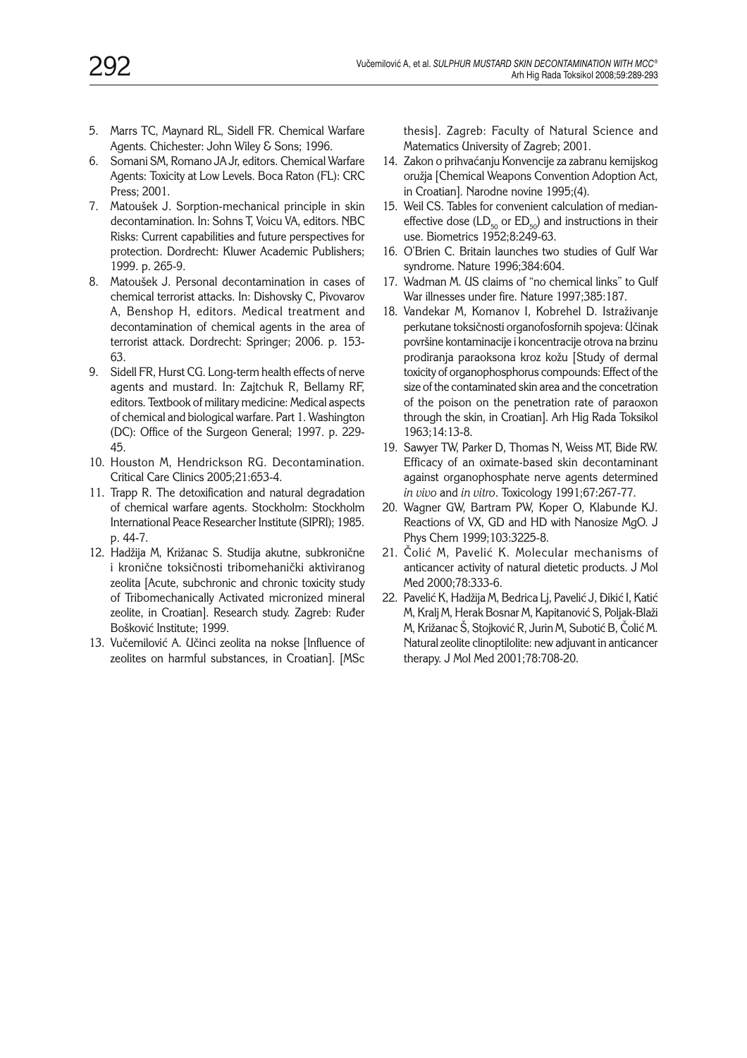5. Marrs TC, Maynard RL, Sidell FR. Chemical Warfare Agents. Chichester: John Wiley & Sons; 1996.
6. Somani SM, Romano JA Jr, editors. Chemical Warfare Agents: Toxicity at Low Levels. Boca Raton (FL): CRC Press; 2001.
7. Matoušek J. Sorption-mechanical principle in skin decontamination. In: Sohns T, Voicu VA, editors. NBC Risks: Current capabilities and future perspectives for protection. Dordrecht: Kluwer Academic Publishers; 1999. p. 265-9.
8. Matoušek J. Personal decontamination in cases of chemical terrorist attacks. In: Dishovsky C, Pivovarov A, Benshop H, editors. Medical treatment and decontamination of chemical agents in the area of terrorist attack. Dordrecht: Springer; 2006. p. 153-63.
9. Sidell FR, Hurst CG. Long-term health effects of nerve agents and mustard. In: Zajtchuk R, Bellamy RF, editors. Textbook of military medicine: Medical aspects of chemical and biological warfare. Part 1. Washington (DC): Office of the Surgeon General; 1997. p. 229-45.
10. Houston M, Hendrickson RG. Decontamination. Critical Care Clinics 2005;21:653-4.
11. Trapp R. The detoxification and natural degradation of chemical warfare agents. Stockholm: Stockholm International Peace Researcher Institute (SIPRI); 1985. p. 44-7.
12. Hadžija M, Križanac S. Studija akutne, subkronične i kronične toksičnosti tribomehanički aktiviranog zeolita [Acute, subchronic and chronic toxicity study of Tribomechanically Activated micronized mineral zeolite, in Croatian]. Research study. Zagreb: Ruđer Bošković Institute; 1999.
13. Vučemilović A. Učinci zeolita na nokse [Influence of zeolites on harmful substances, in Croatian]. [MSc thesis]. Zagreb: Faculty of Natural Science and Matematics University of Zagreb; 2001.
14. Zakon o prihvaćanju Konvencije za zabranu kemijskog oružja [Chemical Weapons Convention Adoption Act, in Croatian]. Narodne novine 1995;(4).
15. Weil CS. Tables for convenient calculation of median-effective dose ($LD_{50}$ or $ED_{50}$) and instructions in their use. Biometrics 1952;8:249-63.
16. O'Brien C. Britain launches two studies of Gulf War syndrome. Nature 1996;384:604.
17. Wadman M. US claims of "no chemical links" to Gulf War illnesses under fire. Nature 1997;385:187.
18. Vandekar M, Komanov I, Kobrehel D. Istraživanje perkutane toksičnosti organofosfornih spojeva: Učinak površine kontaminacije i koncentracije otrova na brzinu prodiranja paraoksona kroz kožu [Study of dermal toxicity of organophosphorus compounds: Effect of the size of the contaminated skin area and the concetration of the poison on the penetration rate of paraoxon through the skin, in Croatian]. Arh Hig Rada Toksikol 1963;14:13-8.
19. Sawyer TW, Parker D, Thomas N, Weiss MT, Bide RW. Efficacy of an oximate-based skin decontaminant against organophosphate nerve agents determined *in vivo* and *in vitro*. Toxicology 1991;67:267-77.
20. Wagner GW, Bartram PW, Koper O, Klabunde KJ. Reactions of VX, GD and HD with Nanosize MgO. J Phys Chem 1999;103:3225-8.
21. Čolić M, Pavelić K. Molecular mechanisms of anticancer activity of natural dietetic products. J Mol Med 2000;78:333-6.
22. Pavelić K, Hadžija M, Bedrica Lj, Pavelić J, Đikić I, Katić M, Kralj M, Herak Bosnar M, Kapitanović S, Poljak-Blaži M, Križanac Š, Stojković R, Jurin M, Subotić B, Čolić M. Natural zeolite clinoptilolite: new adjuvant in anticancer therapy. J Mol Med 2001;78:708-20.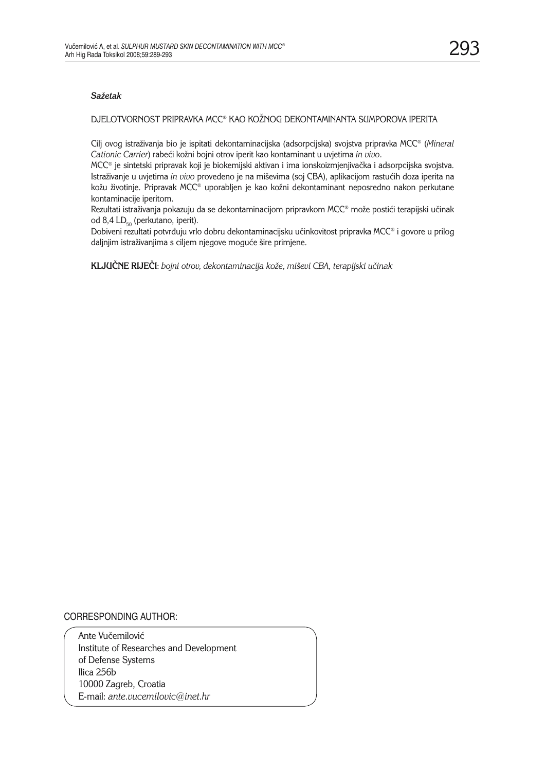*Sažetak*

DJELOTVORNOST PRIPRAVKA MCC® KAO KOŽNOG DEKONTAMINANTA SUMPOROVA IPERITA

Cilj ovog istraživanja bio je ispitati dekontaminacijska (adsorpcijska) svojstva pripravka MCC® (*Mineral Cationic Carrier*) rabeći kožni bojni otrov iperit kao kontaminant u uvjetima *in vivo*.
MCC® je sintetski pripravak koji je biokemijski aktivan i ima ionskoizmjenjivačka i adsorpcijska svojstva. Istraživanje u uvjetima *in vivo* provedeno je na miševima (soj CBA), aplikacijom rastućih doza iperita na kožu životinje. Pripravak MCC® uporabljen je kao kožni dekontaminant neposredno nakon perkutane kontaminacije iperitom.
Rezultati istraživanja pokazuju da se dekontaminacijom pripravkom MCC® može postići terapijski učinak od 8,4 $LD_{50}$ (perkutano, iperit).
Dobiveni rezultati potvrđuju vrlo dobru dekontaminacijsku učinkovitost pripravka MCC® i govore u prilog daljnjim istraživanjima s ciljem njegove moguće šire primjene.

**KLJUČNE RIJEČI**: *bojni otrov, dekontaminacija kože, miševi CBA, terapijski učinak*

CORRESPONDING AUTHOR:

Ante Vučemilović
Institute of Researches and Development
of Defense Systems
Ilica 256b
10000 Zagreb, Croatia
E-mail: *ante.vucemilovic@inet.hr*